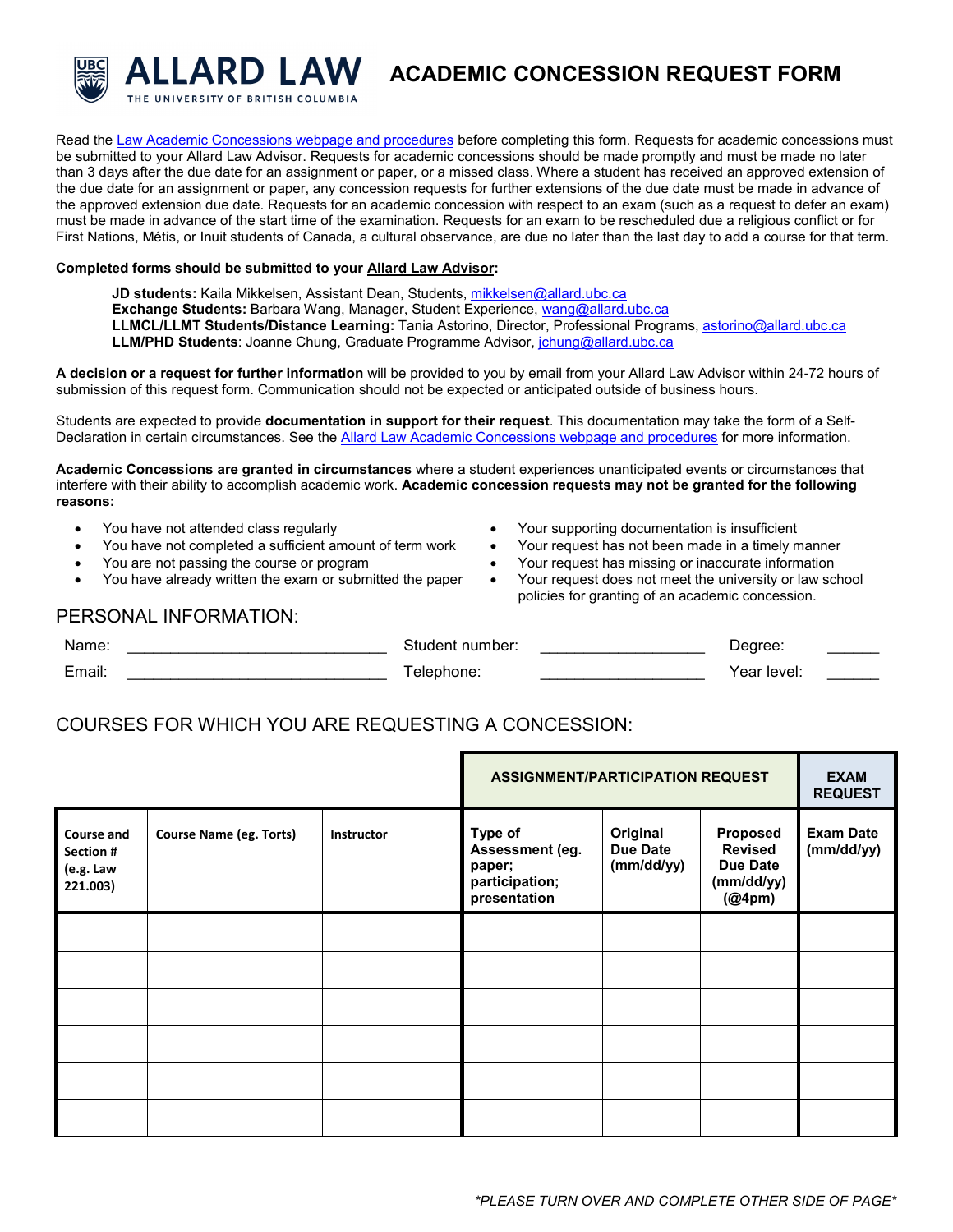# ALLARD LAW — ACADEMIC CONCESSION REQUEST FORM

THE UNIVERSITY OF BRITISH COLUMBIA

Read the Law Academic Concessions webpage and procedures before completing this form. Requests for academic concessions must be submitted to your Allard Law Advisor. Requests for academic concessions should be made promptly and must be made no later than 3 days after the due date for an assignment or paper, or a missed class. Where a student has received an approved extension of the due date for an assignment or paper, any concession requests for further extensions of the due date must be made in advance of the approved extension due date. Requests for an academic concession with respect to an exam (such as a request to defer an exam) must be made in advance of the start time of the examination. Requests for an exam to be rescheduled due a religious conflict or for First Nations, Métis, or Inuit students of Canada, a cultural observance, are due no later than the last day to add a course for that term.

**Completed forms should be submitted to your Allard Law Advisor:**

**JD students:** Kaila Mikkelsen, Assistant Dean, Students, mikkelsen@allard.ubc.ca
**Exchange Students:** Barbara Wang, Manager, Student Experience, wang@allard.ubc.ca
**LLMCL/LLMT Students/Distance Learning:** Tania Astorino, Director, Professional Programs, astorino@allard.ubc.ca
**LLM/PHD Students**: Joanne Chung, Graduate Programme Advisor, jchung@allard.ubc.ca

**A decision or a request for further information** will be provided to you by email from your Allard Law Advisor within 24-72 hours of submission of this request form. Communication should not be expected or anticipated outside of business hours.

Students are expected to provide **documentation in support for their request**. This documentation may take the form of a Self-Declaration in certain circumstances. See the Allard Law Academic Concessions webpage and procedures for more information.

**Academic Concessions are granted in circumstances** where a student experiences unanticipated events or circumstances that interfere with their ability to accomplish academic work. **Academic concession requests may not be granted for the following reasons:**

- You have not attended class regularly
- You have not completed a sufficient amount of term work
- You are not passing the course or program
- You have already written the exam or submitted the paper
- Your supporting documentation is insufficient
- Your request has not been made in a timely manner
- Your request has missing or inaccurate information
- Your request does not meet the university or law school policies for granting of an academic concession.

## PERSONAL INFORMATION:

Name: ______________________________ Student number: ___________________ Degree: ______

Email: ______________________________ Telephone: ___________________ Year level: ______

## COURSES FOR WHICH YOU ARE REQUESTING A CONCESSION:

| | | | ASSIGNMENT/PARTICIPATION REQUEST | | | EXAM REQUEST |
|---|---|---|---|---|---|---|
| Course and Section # (e.g. Law 221.003) | Course Name (eg. Torts) | Instructor | Type of Assessment (eg. paper; participation; presentation | Original Due Date (mm/dd/yy) | Proposed Revised Due Date (mm/dd/yy) (@4pm) | Exam Date (mm/dd/yy) |
| | | | | | | |
| | | | | | | |
| | | | | | | |
| | | | | | | |
| | | | | | | |
| | | | | | | |

*\*PLEASE TURN OVER AND COMPLETE OTHER SIDE OF PAGE\**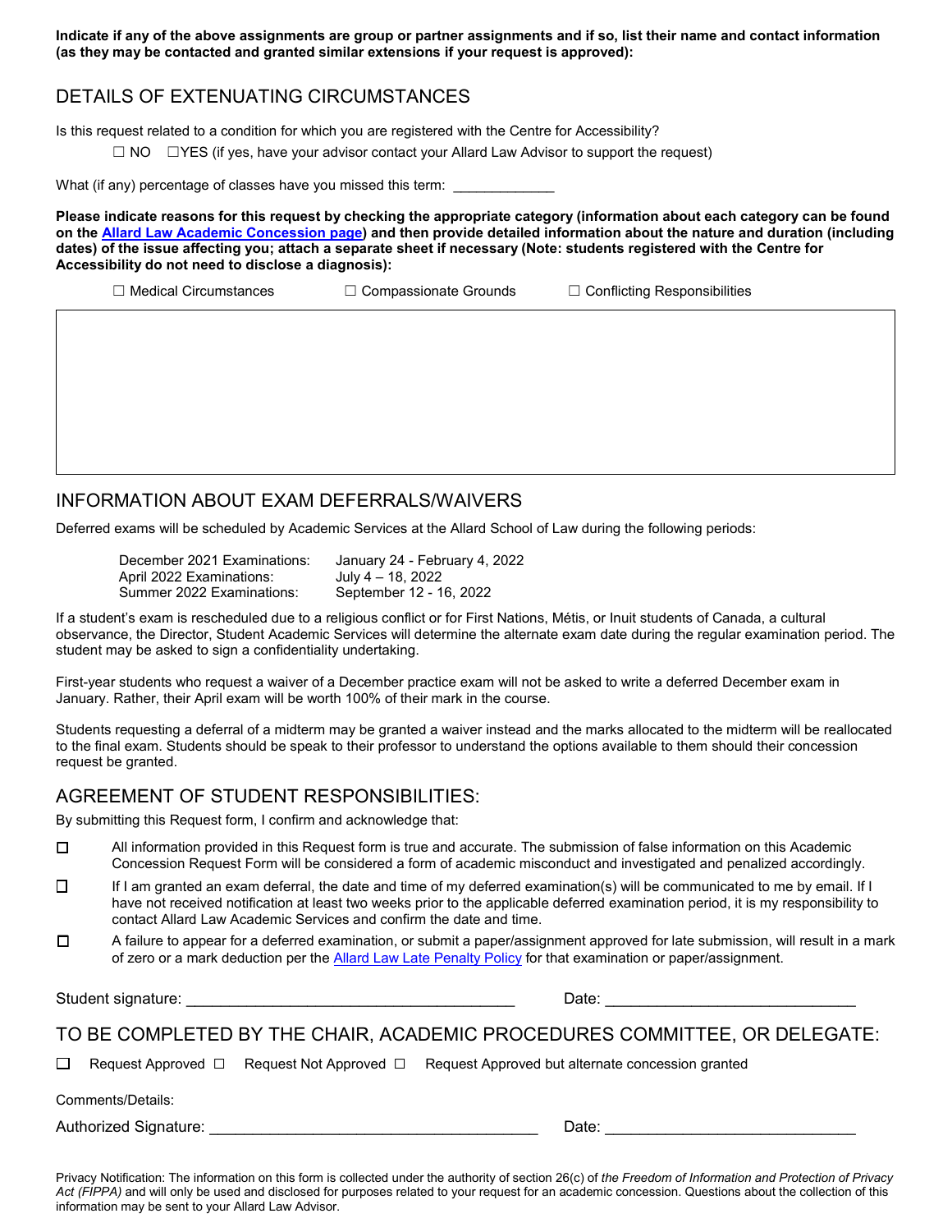**Indicate if any of the above assignments are group or partner assignments and if so, list their name and contact information (as they may be contacted and granted similar extensions if your request is approved):**

## DETAILS OF EXTENUATING CIRCUMSTANCES

Is this request related to a condition for which you are registered with the Centre for Accessibility?

☐ NO ☐YES (if yes, have your advisor contact your Allard Law Advisor to support the request)

What (if any) percentage of classes have you missed this term: _____________

**Please indicate reasons for this request by checking the appropriate category (information about each category can be found on the [Allard Law Academic Concession page](#)) and then provide detailed information about the nature and duration (including dates) of the issue affecting you; attach a separate sheet if necessary (Note: students registered with the Centre for Accessibility do not need to disclose a diagnosis):**

☐ Medical Circumstances ☐ Compassionate Grounds ☐ Conflicting Responsibilities

## INFORMATION ABOUT EXAM DEFERRALS/WAIVERS

Deferred exams will be scheduled by Academic Services at the Allard School of Law during the following periods:

| | |
|---|---|
| December 2021 Examinations: | January 24 - February 4, 2022 |
| April 2022 Examinations: | July 4 – 18, 2022 |
| Summer 2022 Examinations: | September 12 - 16, 2022 |

If a student's exam is rescheduled due to a religious conflict or for First Nations, Métis, or Inuit students of Canada, a cultural observance, the Director, Student Academic Services will determine the alternate exam date during the regular examination period. The student may be asked to sign a confidentiality undertaking.

First-year students who request a waiver of a December practice exam will not be asked to write a deferred December exam in January. Rather, their April exam will be worth 100% of their mark in the course.

Students requesting a deferral of a midterm may be granted a waiver instead and the marks allocated to the midterm will be reallocated to the final exam. Students should be speak to their professor to understand the options available to them should their concession request be granted.

## AGREEMENT OF STUDENT RESPONSIBILITIES:

By submitting this Request form, I confirm and acknowledge that:

☐ All information provided in this Request form is true and accurate. The submission of false information on this Academic Concession Request Form will be considered a form of academic misconduct and investigated and penalized accordingly.

☐ If I am granted an exam deferral, the date and time of my deferred examination(s) will be communicated to me by email. If I have not received notification at least two weeks prior to the applicable deferred examination period, it is my responsibility to contact Allard Law Academic Services and confirm the date and time.

☐ A failure to appear for a deferred examination, or submit a paper/assignment approved for late submission, will result in a mark of zero or a mark deduction per the [Allard Law Late Penalty Policy](#) for that examination or paper/assignment.

Student signature: ______________________________________ Date: _____________________________

## TO BE COMPLETED BY THE CHAIR, ACADEMIC PROCEDURES COMMITTEE, OR DELEGATE:

☐ Request Approved ☐ Request Not Approved ☐ Request Approved but alternate concession granted

Comments/Details:

Authorized Signature: ______________________________________ Date: _____________________________

Privacy Notification: The information on this form is collected under the authority of section 26(c) of *the Freedom of Information and Protection of Privacy Act (FIPPA)* and will only be used and disclosed for purposes related to your request for an academic concession. Questions about the collection of this information may be sent to your Allard Law Advisor.